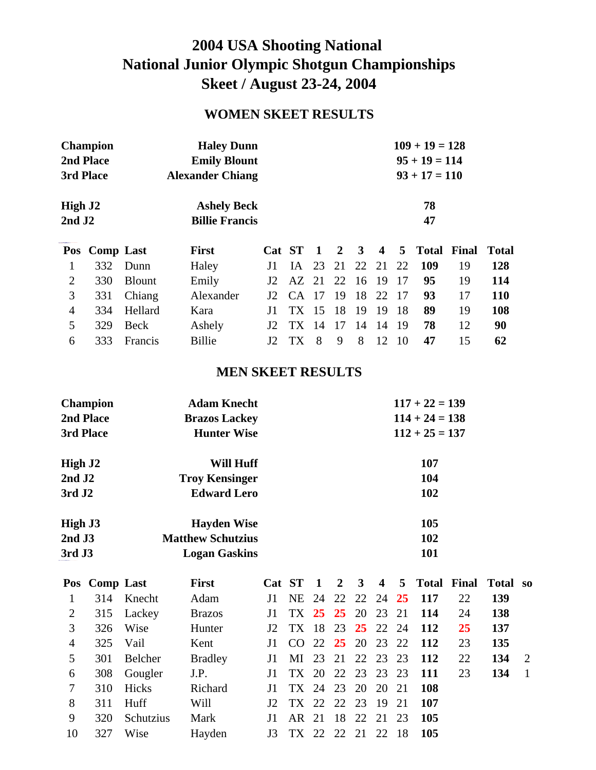# 2004 USA Shooting National
# National Junior Olympic Shotgun Championships
# Skeet / August 23-24, 2004

## WOMEN SKEET RESULTS

| | | |
|---|---|---|
| **Champion** | **Haley Dunn** | **109 + 19 = 128** |
| **2nd Place** | **Emily Blount** | **95 + 19 = 114** |
| **3rd Place** | **Alexander Chiang** | **93 + 17 = 110** |
| **High J2** | **Ashely Beck** | **78** |
| **2nd J2** | **Billie Francis** | **47** |

| Pos | Comp | Last | First | Cat | ST | 1 | 2 | 3 | 4 | 5 | Total | Final | Total |
|---|---|---|---|---|---|---|---|---|---|---|---|---|---|
| 1 | 332 | Dunn | Haley | J1 | IA | 23 | 21 | 22 | 21 | 22 | **109** | 19 | **128** |
| 2 | 330 | Blount | Emily | J2 | AZ | 21 | 22 | 16 | 19 | 17 | **95** | 19 | **114** |
| 3 | 331 | Chiang | Alexander | J2 | CA | 17 | 19 | 18 | 22 | 17 | **93** | 17 | **110** |
| 4 | 334 | Hellard | Kara | J1 | TX | 15 | 18 | 19 | 19 | 18 | **89** | 19 | **108** |
| 5 | 329 | Beck | Ashely | J2 | TX | 14 | 17 | 14 | 14 | 19 | **78** | 12 | **90** |
| 6 | 333 | Francis | Billie | J2 | TX | 8 | 9 | 8 | 12 | 10 | **47** | 15 | **62** |

## MEN SKEET RESULTS

| | | |
|---|---|---|
| **Champion** | **Adam Knecht** | **117 + 22 = 139** |
| **2nd Place** | **Brazos Lackey** | **114 + 24 = 138** |
| **3rd Place** | **Hunter Wise** | **112 + 25 = 137** |
| **High J2** | **Will Huff** | **107** |
| **2nd J2** | **Troy Kensinger** | **104** |
| **3rd J2** | **Edward Lero** | **102** |
| **High J3** | **Hayden Wise** | **105** |
| **2nd J3** | **Matthew Schutzius** | **102** |
| **3rd J3** | **Logan Gaskins** | **101** |

| Pos | Comp | Last | First | Cat | ST | 1 | 2 | 3 | 4 | 5 | Total | Final | Total | so |
|---|---|---|---|---|---|---|---|---|---|---|---|---|---|---|
| 1 | 314 | Knecht | Adam | J1 | NE | 24 | 22 | 22 | 24 | **25** | **117** | 22 | **139** | |
| 2 | 315 | Lackey | Brazos | J1 | TX | **25** | **25** | 20 | 23 | 21 | **114** | 24 | **138** | |
| 3 | 326 | Wise | Hunter | J2 | TX | 18 | 23 | **25** | 22 | 24 | **112** | **25** | **137** | |
| 4 | 325 | Vail | Kent | J1 | CO | 22 | **25** | 20 | 23 | 22 | **112** | 23 | **135** | |
| 5 | 301 | Belcher | Bradley | J1 | MI | 23 | 21 | 22 | 23 | 23 | **112** | 22 | **134** | 2 |
| 6 | 308 | Gougler | J.P. | J1 | TX | 20 | 22 | 23 | 23 | 23 | **111** | 23 | **134** | 1 |
| 7 | 310 | Hicks | Richard | J1 | TX | 24 | 23 | 20 | 20 | 21 | **108** | | | |
| 8 | 311 | Huff | Will | J2 | TX | 22 | 22 | 23 | 19 | 21 | **107** | | | |
| 9 | 320 | Schutzius | Mark | J1 | AR | 21 | 18 | 22 | 21 | 23 | **105** | | | |
| 10 | 327 | Wise | Hayden | J3 | TX | 22 | 22 | 21 | 22 | 18 | **105** | | | |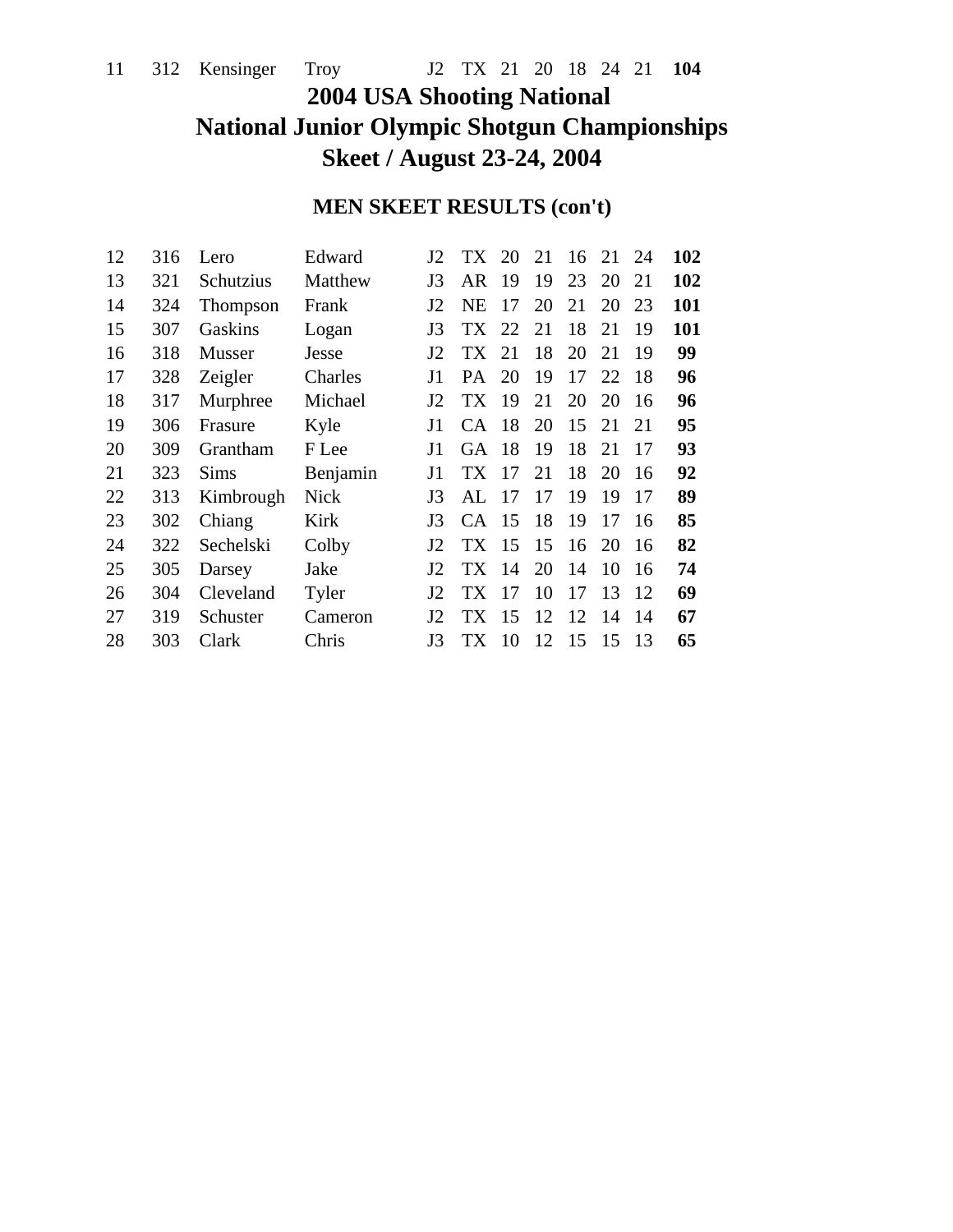| 11 | 312 | Kensinger | Troy | J2 | TX | 21 | 20 | 18 | 24 | 21 | **104** |
|---|---|---|---|---|---|---|---|---|---|---|---|

# 2004 USA Shooting National
# National Junior Olympic Shotgun Championships
# Skeet / August 23-24, 2004

## MEN SKEET RESULTS (con't)

| | | | | | | | | | | | |
|---|---|---|---|---|---|---|---|---|---|---|---|
| 12 | 316 | Lero | Edward | J2 | TX | 20 | 21 | 16 | 21 | 24 | **102** |
| 13 | 321 | Schutzius | Matthew | J3 | AR | 19 | 19 | 23 | 20 | 21 | **102** |
| 14 | 324 | Thompson | Frank | J2 | NE | 17 | 20 | 21 | 20 | 23 | **101** |
| 15 | 307 | Gaskins | Logan | J3 | TX | 22 | 21 | 18 | 21 | 19 | **101** |
| 16 | 318 | Musser | Jesse | J2 | TX | 21 | 18 | 20 | 21 | 19 | **99** |
| 17 | 328 | Zeigler | Charles | J1 | PA | 20 | 19 | 17 | 22 | 18 | **96** |
| 18 | 317 | Murphree | Michael | J2 | TX | 19 | 21 | 20 | 20 | 16 | **96** |
| 19 | 306 | Frasure | Kyle | J1 | CA | 18 | 20 | 15 | 21 | 21 | **95** |
| 20 | 309 | Grantham | F Lee | J1 | GA | 18 | 19 | 18 | 21 | 17 | **93** |
| 21 | 323 | Sims | Benjamin | J1 | TX | 17 | 21 | 18 | 20 | 16 | **92** |
| 22 | 313 | Kimbrough | Nick | J3 | AL | 17 | 17 | 19 | 19 | 17 | **89** |
| 23 | 302 | Chiang | Kirk | J3 | CA | 15 | 18 | 19 | 17 | 16 | **85** |
| 24 | 322 | Sechelski | Colby | J2 | TX | 15 | 15 | 16 | 20 | 16 | **82** |
| 25 | 305 | Darsey | Jake | J2 | TX | 14 | 20 | 14 | 10 | 16 | **74** |
| 26 | 304 | Cleveland | Tyler | J2 | TX | 17 | 10 | 17 | 13 | 12 | **69** |
| 27 | 319 | Schuster | Cameron | J2 | TX | 15 | 12 | 12 | 14 | 14 | **67** |
| 28 | 303 | Clark | Chris | J3 | TX | 10 | 12 | 15 | 15 | 13 | **65** |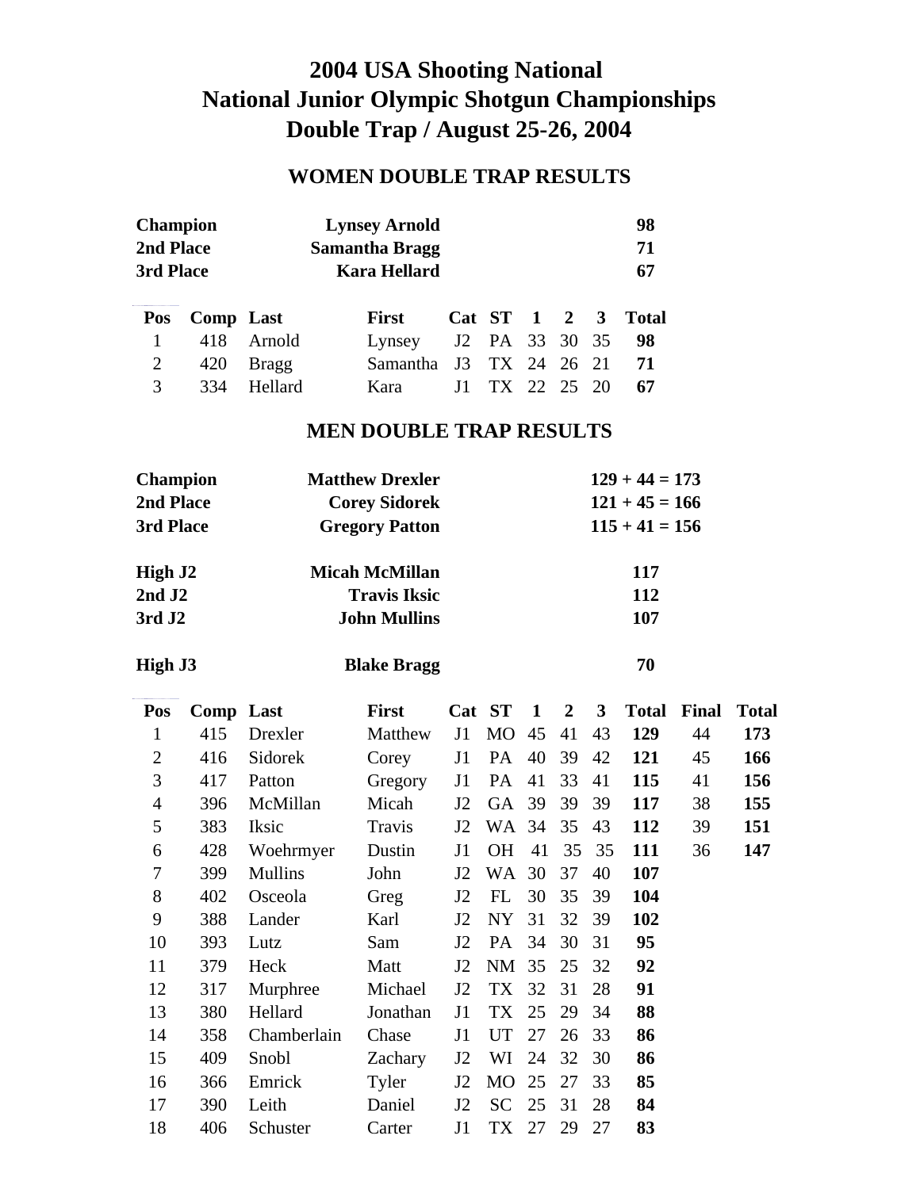# 2004 USA Shooting National
# National Junior Olympic Shotgun Championships
# Double Trap / August 25-26, 2004

## WOMEN DOUBLE TRAP RESULTS

| | | |
|---|---|---|
| **Champion** | **Lynsey Arnold** | **98** |
| **2nd Place** | **Samantha Bragg** | **71** |
| **3rd Place** | **Kara Hellard** | **67** |

| Pos | Comp | Last | First | Cat | ST | 1 | 2 | 3 | Total |
|---|---|---|---|---|---|---|---|---|---|
| 1 | 418 | Arnold | Lynsey | J2 | PA | 33 | 30 | 35 | **98** |
| 2 | 420 | Bragg | Samantha | J3 | TX | 24 | 26 | 21 | **71** |
| 3 | 334 | Hellard | Kara | J1 | TX | 22 | 25 | 20 | **67** |

## MEN DOUBLE TRAP RESULTS

| | | |
|---|---|---|
| **Champion** | **Matthew Drexler** | **129 + 44 = 173** |
| **2nd Place** | **Corey Sidorek** | **121 + 45 = 166** |
| **3rd Place** | **Gregory Patton** | **115 + 41 = 156** |
| **High J2** | **Micah McMillan** | **117** |
| **2nd J2** | **Travis Iksic** | **112** |
| **3rd J2** | **John Mullins** | **107** |
| **High J3** | **Blake Bragg** | **70** |

| Pos | Comp | Last | First | Cat | ST | 1 | 2 | 3 | Total | Final | Total |
|---|---|---|---|---|---|---|---|---|---|---|---|
| 1 | 415 | Drexler | Matthew | J1 | MO | 45 | 41 | 43 | **129** | 44 | **173** |
| 2 | 416 | Sidorek | Corey | J1 | PA | 40 | 39 | 42 | **121** | 45 | **166** |
| 3 | 417 | Patton | Gregory | J1 | PA | 41 | 33 | 41 | **115** | 41 | **156** |
| 4 | 396 | McMillan | Micah | J2 | GA | 39 | 39 | 39 | **117** | 38 | **155** |
| 5 | 383 | Iksic | Travis | J2 | WA | 34 | 35 | 43 | **112** | 39 | **151** |
| 6 | 428 | Woehrmyer | Dustin | J1 | OH | 41 | 35 | 35 | **111** | 36 | **147** |
| 7 | 399 | Mullins | John | J2 | WA | 30 | 37 | 40 | **107** | | |
| 8 | 402 | Osceola | Greg | J2 | FL | 30 | 35 | 39 | **104** | | |
| 9 | 388 | Lander | Karl | J2 | NY | 31 | 32 | 39 | **102** | | |
| 10 | 393 | Lutz | Sam | J2 | PA | 34 | 30 | 31 | **95** | | |
| 11 | 379 | Heck | Matt | J2 | NM | 35 | 25 | 32 | **92** | | |
| 12 | 317 | Murphree | Michael | J2 | TX | 32 | 31 | 28 | **91** | | |
| 13 | 380 | Hellard | Jonathan | J1 | TX | 25 | 29 | 34 | **88** | | |
| 14 | 358 | Chamberlain | Chase | J1 | UT | 27 | 26 | 33 | **86** | | |
| 15 | 409 | Snobl | Zachary | J2 | WI | 24 | 32 | 30 | **86** | | |
| 16 | 366 | Emrick | Tyler | J2 | MO | 25 | 27 | 33 | **85** | | |
| 17 | 390 | Leith | Daniel | J2 | SC | 25 | 31 | 28 | **84** | | |
| 18 | 406 | Schuster | Carter | J1 | TX | 27 | 29 | 27 | **83** | | |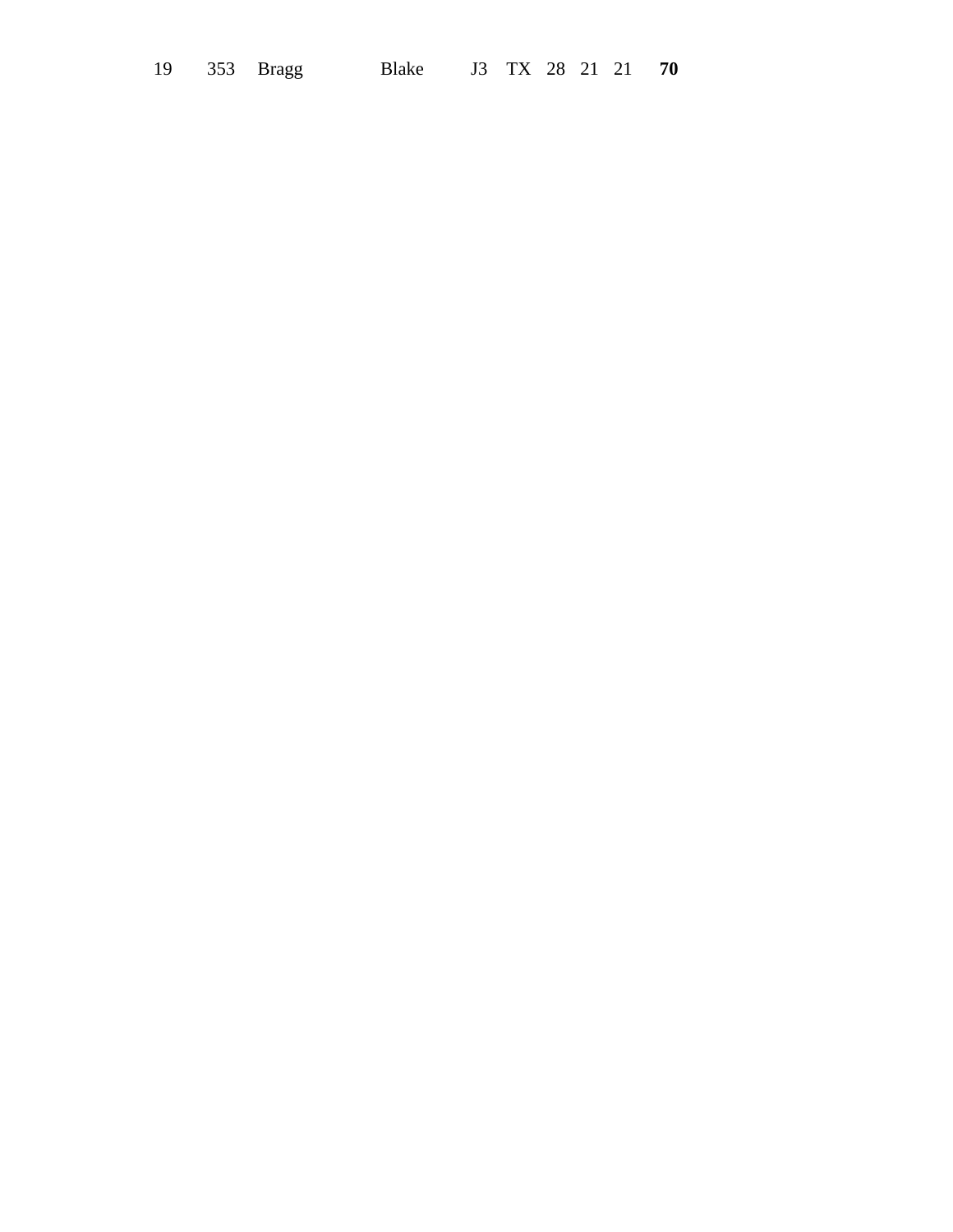| | | | | | | | | | |
|---|---|---|---|---|---|---|---|---|---|
| 19 | 353 | Bragg | Blake | J3 | TX | 28 | 21 | 21 | **70** |